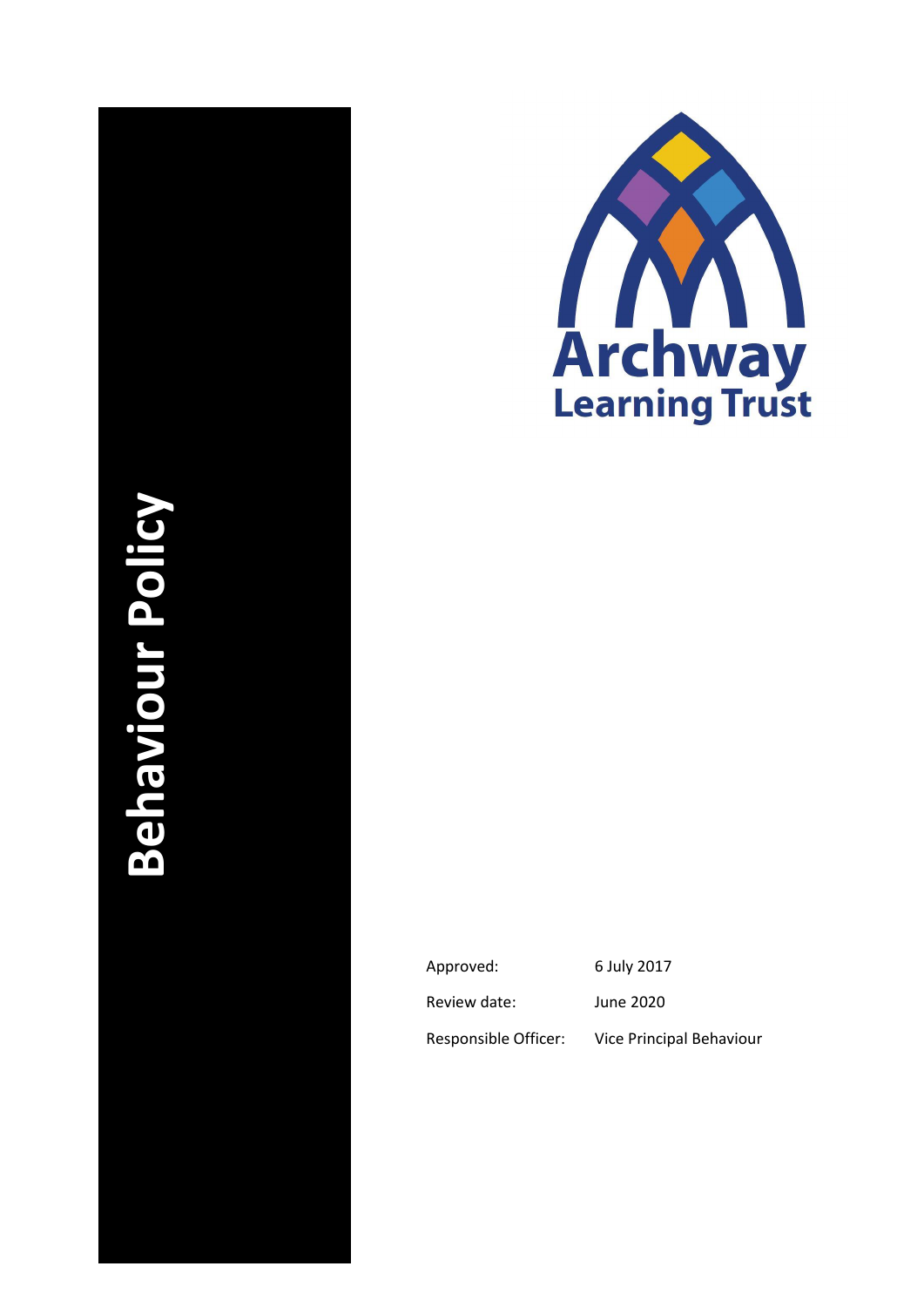# Behaviour Policy

Archway Learning Trust

| | |
|---|---|
| Approved: | 6 July 2017 |
| Review date: | June 2020 |
| Responsible Officer: | Vice Principal Behaviour |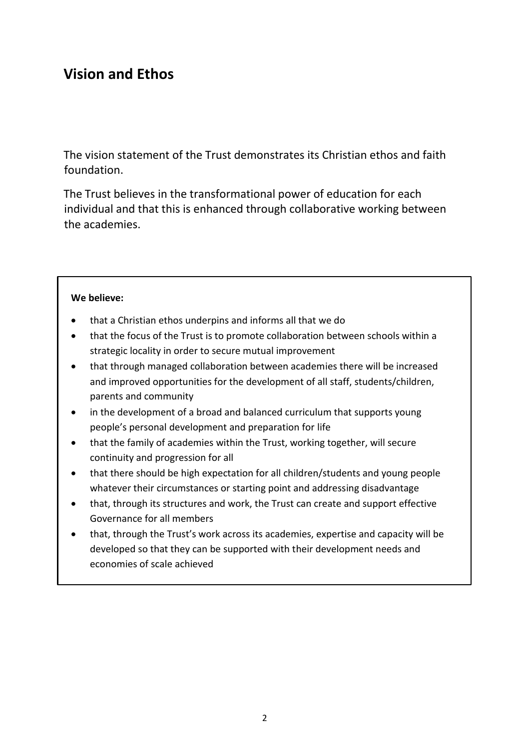## Vision and Ethos

The vision statement of the Trust demonstrates its Christian ethos and faith foundation.

The Trust believes in the transformational power of education for each individual and that this is enhanced through collaborative working between the academies.

**We believe:**

- that a Christian ethos underpins and informs all that we do
- that the focus of the Trust is to promote collaboration between schools within a strategic locality in order to secure mutual improvement
- that through managed collaboration between academies there will be increased and improved opportunities for the development of all staff, students/children, parents and community
- in the development of a broad and balanced curriculum that supports young people's personal development and preparation for life
- that the family of academies within the Trust, working together, will secure continuity and progression for all
- that there should be high expectation for all children/students and young people whatever their circumstances or starting point and addressing disadvantage
- that, through its structures and work, the Trust can create and support effective Governance for all members
- that, through the Trust's work across its academies, expertise and capacity will be developed so that they can be supported with their development needs and economies of scale achieved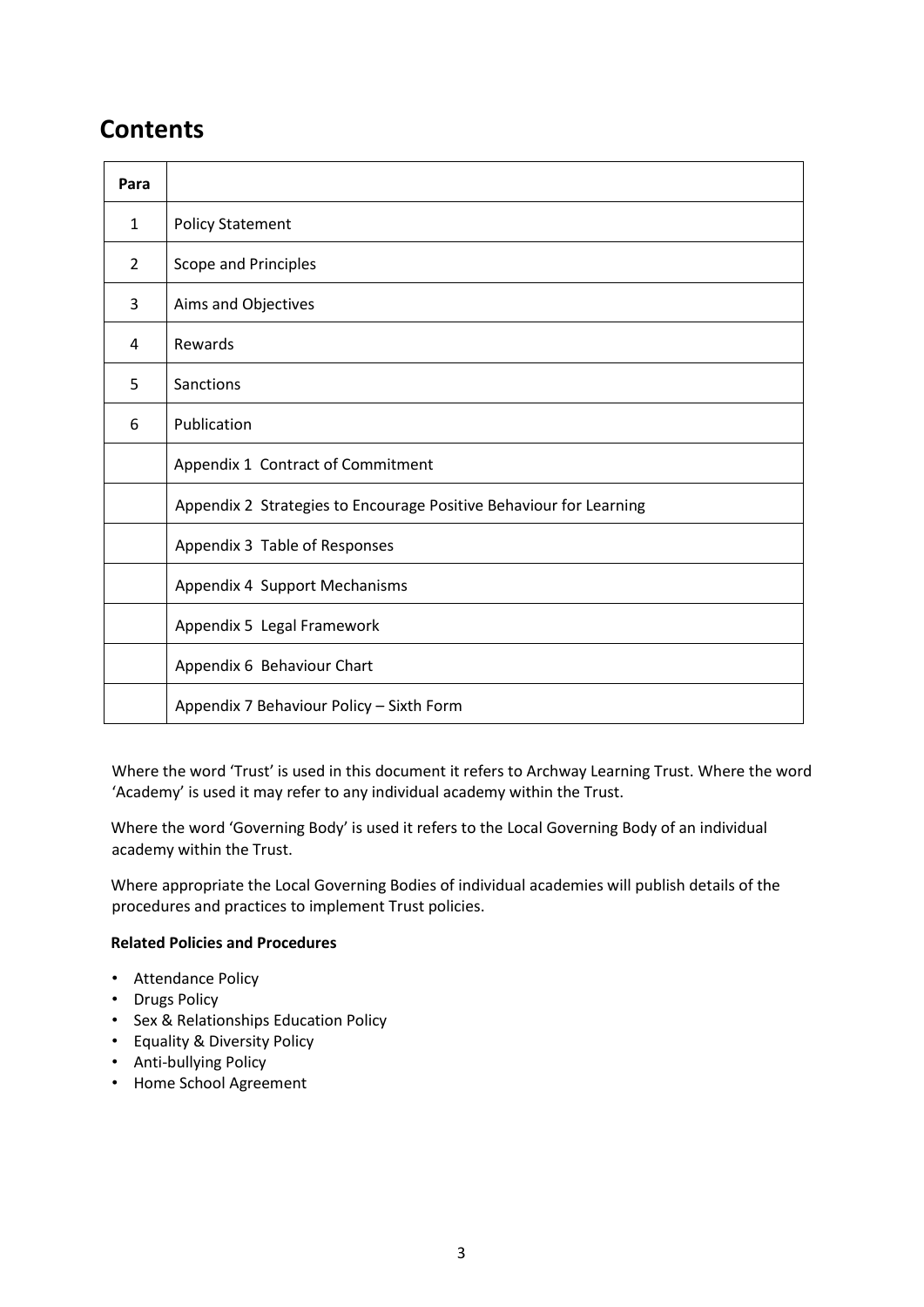# Contents

| Para | |
|---|---|
| 1 | Policy Statement |
| 2 | Scope and Principles |
| 3 | Aims and Objectives |
| 4 | Rewards |
| 5 | Sanctions |
| 6 | Publication |
| | Appendix 1 Contract of Commitment |
| | Appendix 2 Strategies to Encourage Positive Behaviour for Learning |
| | Appendix 3 Table of Responses |
| | Appendix 4 Support Mechanisms |
| | Appendix 5 Legal Framework |
| | Appendix 6 Behaviour Chart |
| | Appendix 7 Behaviour Policy – Sixth Form |

Where the word 'Trust' is used in this document it refers to Archway Learning Trust. Where the word 'Academy' is used it may refer to any individual academy within the Trust.

Where the word 'Governing Body' is used it refers to the Local Governing Body of an individual academy within the Trust.

Where appropriate the Local Governing Bodies of individual academies will publish details of the procedures and practices to implement Trust policies.

**Related Policies and Procedures**

- Attendance Policy
- Drugs Policy
- Sex & Relationships Education Policy
- Equality & Diversity Policy
- Anti-bullying Policy
- Home School Agreement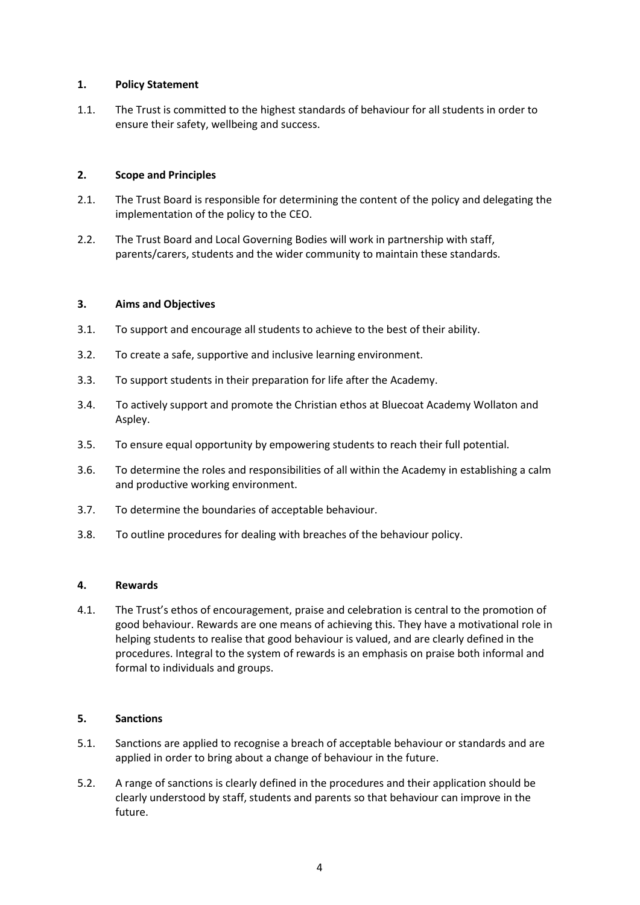## 1. Policy Statement

1.1. The Trust is committed to the highest standards of behaviour for all students in order to ensure their safety, wellbeing and success.

## 2. Scope and Principles

2.1. The Trust Board is responsible for determining the content of the policy and delegating the implementation of the policy to the CEO.

2.2. The Trust Board and Local Governing Bodies will work in partnership with staff, parents/carers, students and the wider community to maintain these standards.

## 3. Aims and Objectives

3.1. To support and encourage all students to achieve to the best of their ability.

3.2. To create a safe, supportive and inclusive learning environment.

3.3. To support students in their preparation for life after the Academy.

3.4. To actively support and promote the Christian ethos at Bluecoat Academy Wollaton and Aspley.

3.5. To ensure equal opportunity by empowering students to reach their full potential.

3.6. To determine the roles and responsibilities of all within the Academy in establishing a calm and productive working environment.

3.7. To determine the boundaries of acceptable behaviour.

3.8. To outline procedures for dealing with breaches of the behaviour policy.

## 4. Rewards

4.1. The Trust's ethos of encouragement, praise and celebration is central to the promotion of good behaviour. Rewards are one means of achieving this. They have a motivational role in helping students to realise that good behaviour is valued, and are clearly defined in the procedures. Integral to the system of rewards is an emphasis on praise both informal and formal to individuals and groups.

## 5. Sanctions

5.1. Sanctions are applied to recognise a breach of acceptable behaviour or standards and are applied in order to bring about a change of behaviour in the future.

5.2. A range of sanctions is clearly defined in the procedures and their application should be clearly understood by staff, students and parents so that behaviour can improve in the future.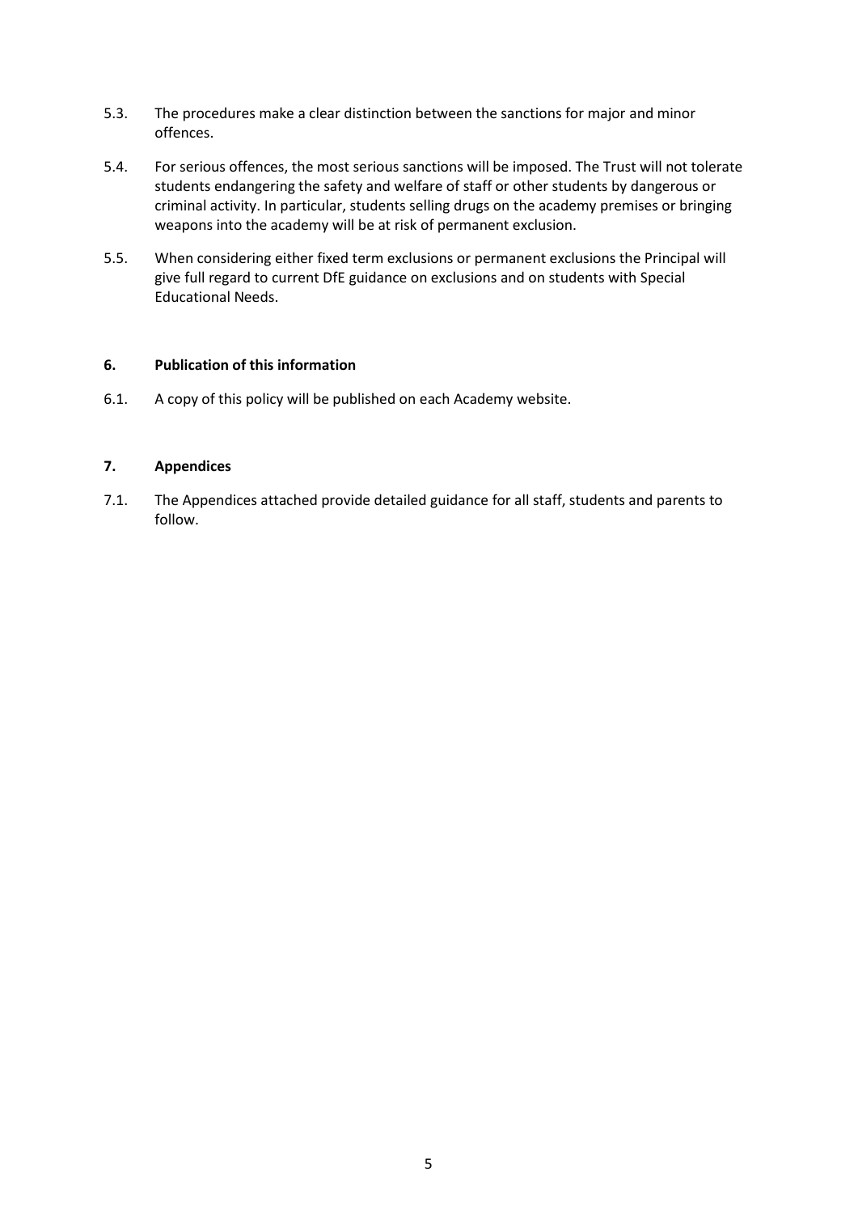5.3. The procedures make a clear distinction between the sanctions for major and minor offences.

5.4. For serious offences, the most serious sanctions will be imposed. The Trust will not tolerate students endangering the safety and welfare of staff or other students by dangerous or criminal activity. In particular, students selling drugs on the academy premises or bringing weapons into the academy will be at risk of permanent exclusion.

5.5. When considering either fixed term exclusions or permanent exclusions the Principal will give full regard to current DfE guidance on exclusions and on students with Special Educational Needs.

## 6. Publication of this information

6.1. A copy of this policy will be published on each Academy website.

## 7. Appendices

7.1. The Appendices attached provide detailed guidance for all staff, students and parents to follow.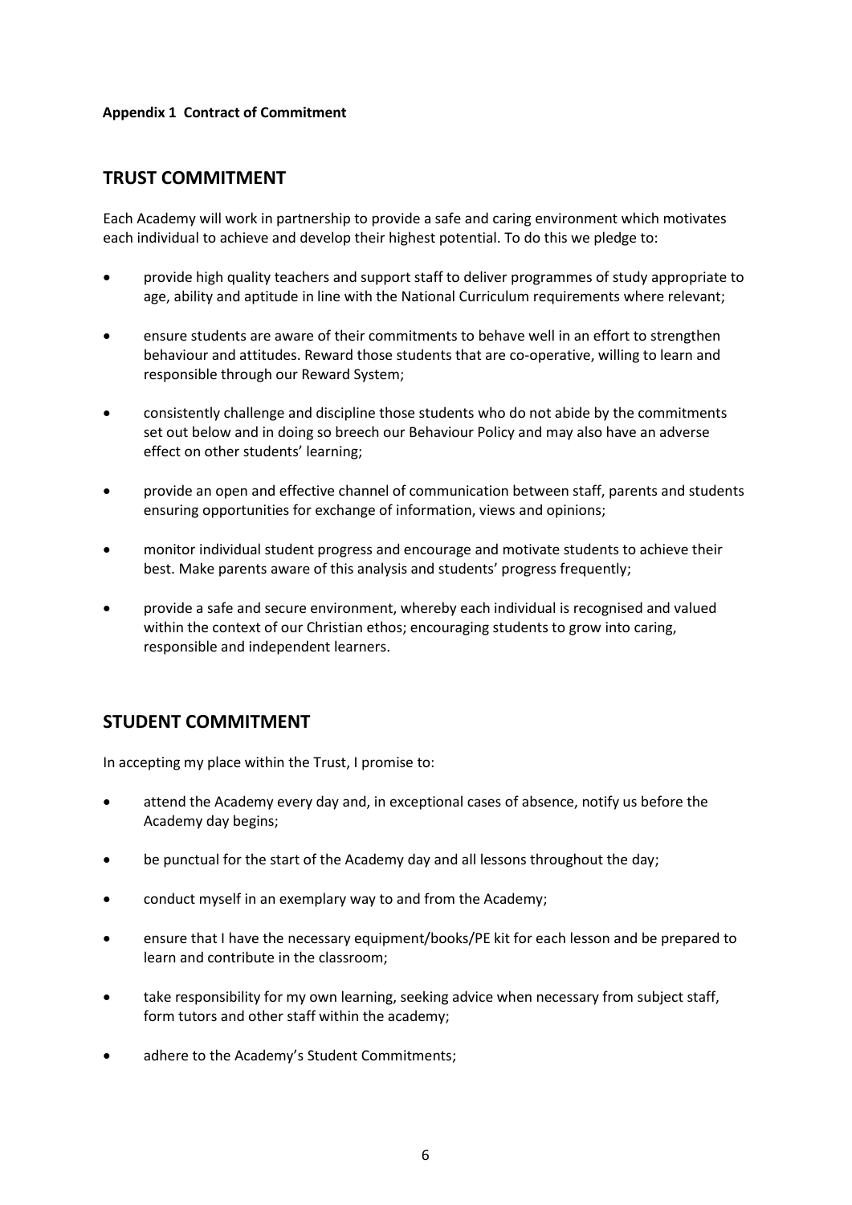**Appendix 1 Contract of Commitment**

## TRUST COMMITMENT

Each Academy will work in partnership to provide a safe and caring environment which motivates each individual to achieve and develop their highest potential. To do this we pledge to:

- provide high quality teachers and support staff to deliver programmes of study appropriate to age, ability and aptitude in line with the National Curriculum requirements where relevant;
- ensure students are aware of their commitments to behave well in an effort to strengthen behaviour and attitudes. Reward those students that are co-operative, willing to learn and responsible through our Reward System;
- consistently challenge and discipline those students who do not abide by the commitments set out below and in doing so breech our Behaviour Policy and may also have an adverse effect on other students' learning;
- provide an open and effective channel of communication between staff, parents and students ensuring opportunities for exchange of information, views and opinions;
- monitor individual student progress and encourage and motivate students to achieve their best. Make parents aware of this analysis and students' progress frequently;
- provide a safe and secure environment, whereby each individual is recognised and valued within the context of our Christian ethos; encouraging students to grow into caring, responsible and independent learners.

## STUDENT COMMITMENT

In accepting my place within the Trust, I promise to:

- attend the Academy every day and, in exceptional cases of absence, notify us before the Academy day begins;
- be punctual for the start of the Academy day and all lessons throughout the day;
- conduct myself in an exemplary way to and from the Academy;
- ensure that I have the necessary equipment/books/PE kit for each lesson and be prepared to learn and contribute in the classroom;
- take responsibility for my own learning, seeking advice when necessary from subject staff, form tutors and other staff within the academy;
- adhere to the Academy's Student Commitments;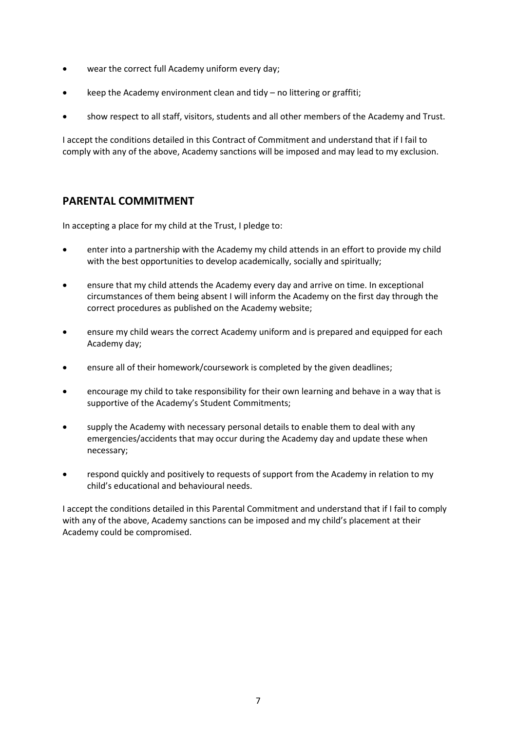- wear the correct full Academy uniform every day;
- keep the Academy environment clean and tidy – no littering or graffiti;
- show respect to all staff, visitors, students and all other members of the Academy and Trust.

I accept the conditions detailed in this Contract of Commitment and understand that if I fail to comply with any of the above, Academy sanctions will be imposed and may lead to my exclusion.

## PARENTAL COMMITMENT

In accepting a place for my child at the Trust, I pledge to:

- enter into a partnership with the Academy my child attends in an effort to provide my child with the best opportunities to develop academically, socially and spiritually;
- ensure that my child attends the Academy every day and arrive on time. In exceptional circumstances of them being absent I will inform the Academy on the first day through the correct procedures as published on the Academy website;
- ensure my child wears the correct Academy uniform and is prepared and equipped for each Academy day;
- ensure all of their homework/coursework is completed by the given deadlines;
- encourage my child to take responsibility for their own learning and behave in a way that is supportive of the Academy's Student Commitments;
- supply the Academy with necessary personal details to enable them to deal with any emergencies/accidents that may occur during the Academy day and update these when necessary;
- respond quickly and positively to requests of support from the Academy in relation to my child's educational and behavioural needs.

I accept the conditions detailed in this Parental Commitment and understand that if I fail to comply with any of the above, Academy sanctions can be imposed and my child's placement at their Academy could be compromised.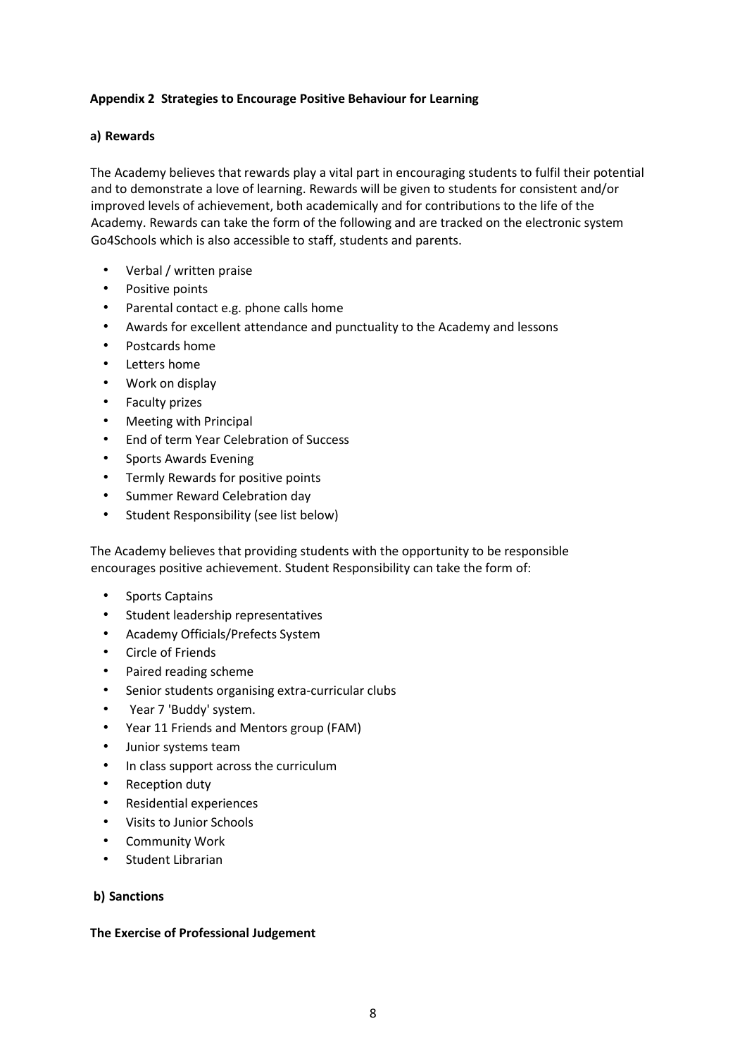**Appendix 2 Strategies to Encourage Positive Behaviour for Learning**

**a) Rewards**

The Academy believes that rewards play a vital part in encouraging students to fulfil their potential and to demonstrate a love of learning. Rewards will be given to students for consistent and/or improved levels of achievement, both academically and for contributions to the life of the Academy. Rewards can take the form of the following and are tracked on the electronic system Go4Schools which is also accessible to staff, students and parents.

- Verbal / written praise
- Positive points
- Parental contact e.g. phone calls home
- Awards for excellent attendance and punctuality to the Academy and lessons
- Postcards home
- Letters home
- Work on display
- Faculty prizes
- Meeting with Principal
- End of term Year Celebration of Success
- Sports Awards Evening
- Termly Rewards for positive points
- Summer Reward Celebration day
- Student Responsibility (see list below)

The Academy believes that providing students with the opportunity to be responsible encourages positive achievement. Student Responsibility can take the form of:

- Sports Captains
- Student leadership representatives
- Academy Officials/Prefects System
- Circle of Friends
- Paired reading scheme
- Senior students organising extra-curricular clubs
- Year 7 'Buddy' system.
- Year 11 Friends and Mentors group (FAM)
- Junior systems team
- In class support across the curriculum
- Reception duty
- Residential experiences
- Visits to Junior Schools
- Community Work
- Student Librarian

**b) Sanctions**

**The Exercise of Professional Judgement**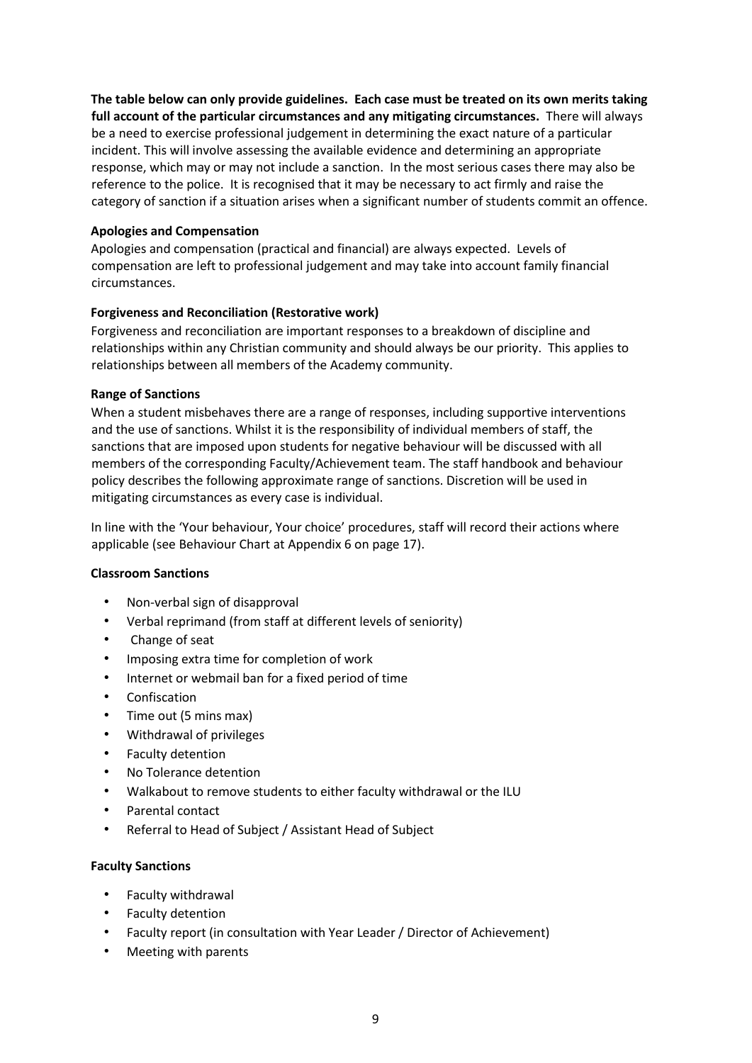**The table below can only provide guidelines. Each case must be treated on its own merits taking full account of the particular circumstances and any mitigating circumstances.** There will always be a need to exercise professional judgement in determining the exact nature of a particular incident. This will involve assessing the available evidence and determining an appropriate response, which may or may not include a sanction. In the most serious cases there may also be reference to the police. It is recognised that it may be necessary to act firmly and raise the category of sanction if a situation arises when a significant number of students commit an offence.

### Apologies and Compensation

Apologies and compensation (practical and financial) are always expected. Levels of compensation are left to professional judgement and may take into account family financial circumstances.

### Forgiveness and Reconciliation (Restorative work)

Forgiveness and reconciliation are important responses to a breakdown of discipline and relationships within any Christian community and should always be our priority. This applies to relationships between all members of the Academy community.

### Range of Sanctions

When a student misbehaves there are a range of responses, including supportive interventions and the use of sanctions. Whilst it is the responsibility of individual members of staff, the sanctions that are imposed upon students for negative behaviour will be discussed with all members of the corresponding Faculty/Achievement team. The staff handbook and behaviour policy describes the following approximate range of sanctions. Discretion will be used in mitigating circumstances as every case is individual.

In line with the 'Your behaviour, Your choice' procedures, staff will record their actions where applicable (see Behaviour Chart at Appendix 6 on page 17).

### Classroom Sanctions

- Non-verbal sign of disapproval
- Verbal reprimand (from staff at different levels of seniority)
- Change of seat
- Imposing extra time for completion of work
- Internet or webmail ban for a fixed period of time
- Confiscation
- Time out (5 mins max)
- Withdrawal of privileges
- Faculty detention
- No Tolerance detention
- Walkabout to remove students to either faculty withdrawal or the ILU
- Parental contact
- Referral to Head of Subject / Assistant Head of Subject

### Faculty Sanctions

- Faculty withdrawal
- Faculty detention
- Faculty report (in consultation with Year Leader / Director of Achievement)
- Meeting with parents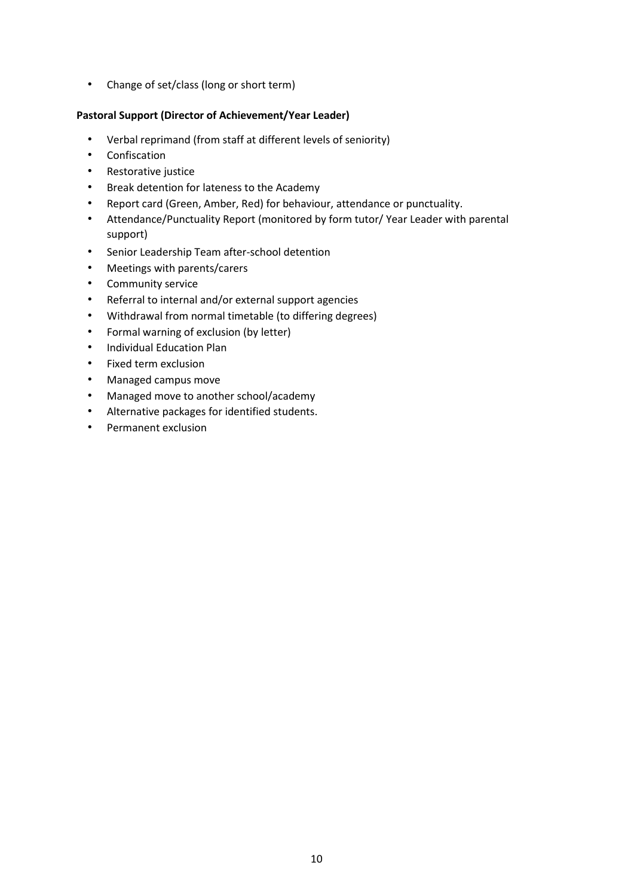- Change of set/class (long or short term)

**Pastoral Support (Director of Achievement/Year Leader)**

- Verbal reprimand (from staff at different levels of seniority)
- Confiscation
- Restorative justice
- Break detention for lateness to the Academy
- Report card (Green, Amber, Red) for behaviour, attendance or punctuality.
- Attendance/Punctuality Report (monitored by form tutor/ Year Leader with parental support)
- Senior Leadership Team after-school detention
- Meetings with parents/carers
- Community service
- Referral to internal and/or external support agencies
- Withdrawal from normal timetable (to differing degrees)
- Formal warning of exclusion (by letter)
- Individual Education Plan
- Fixed term exclusion
- Managed campus move
- Managed move to another school/academy
- Alternative packages for identified students.
- Permanent exclusion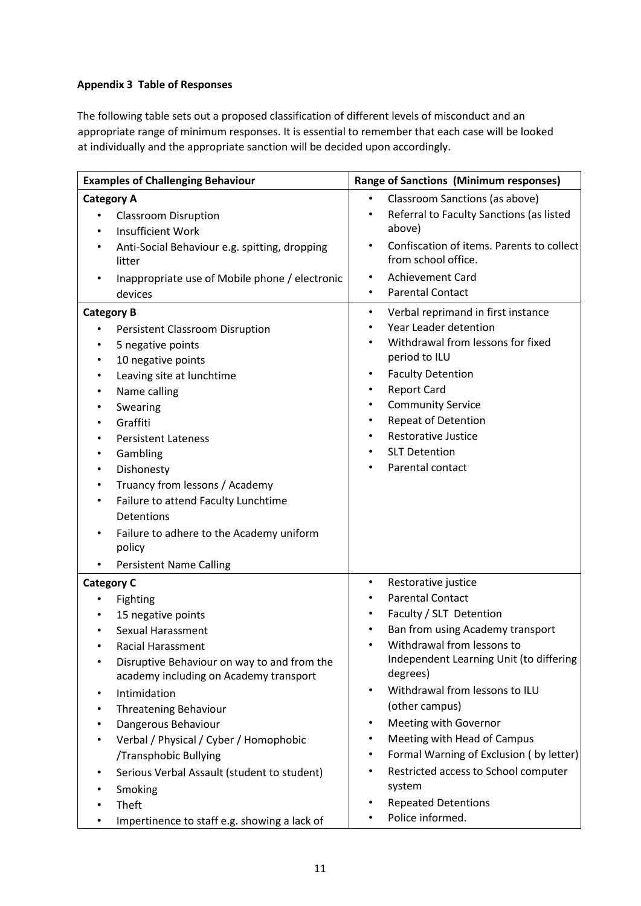**Appendix 3 Table of Responses**

The following table sets out a proposed classification of different levels of misconduct and an appropriate range of minimum responses. It is essential to remember that each case will be looked at individually and the appropriate sanction will be decided upon accordingly.

| Examples of Challenging Behaviour | Range of Sanctions (Minimum responses) |
|---|---|
| **Category A**<br>• Classroom Disruption<br>• Insufficient Work<br>• Anti-Social Behaviour e.g. spitting, dropping litter<br>• Inappropriate use of Mobile phone / electronic devices | • Classroom Sanctions (as above)<br>• Referral to Faculty Sanctions (as listed above)<br>• Confiscation of items. Parents to collect from school office.<br>• Achievement Card<br>• Parental Contact |
| **Category B**<br>• Persistent Classroom Disruption<br>• 5 negative points<br>• 10 negative points<br>• Leaving site at lunchtime<br>• Name calling<br>• Swearing<br>• Graffiti<br>• Persistent Lateness<br>• Gambling<br>• Dishonesty<br>• Truancy from lessons / Academy<br>• Failure to attend Faculty Lunchtime Detentions<br>• Failure to adhere to the Academy uniform policy<br>• Persistent Name Calling | • Verbal reprimand in first instance<br>• Year Leader detention<br>• Withdrawal from lessons for fixed period to ILU<br>• Faculty Detention<br>• Report Card<br>• Community Service<br>• Repeat of Detention<br>• Restorative Justice<br>• SLT Detention<br>• Parental contact |
| **Category C**<br>• Fighting<br>• 15 negative points<br>• Sexual Harassment<br>• Racial Harassment<br>• Disruptive Behaviour on way to and from the academy including on Academy transport<br>• Intimidation<br>• Threatening Behaviour<br>• Dangerous Behaviour<br>• Verbal / Physical / Cyber / Homophobic /Transphobic Bullying<br>• Serious Verbal Assault (student to student)<br>• Smoking<br>• Theft<br>• Impertinence to staff e.g. showing a lack of | • Restorative justice<br>• Parental Contact<br>• Faculty / SLT Detention<br>• Ban from using Academy transport<br>• Withdrawal from lessons to Independent Learning Unit (to differing degrees)<br>• Withdrawal from lessons to ILU (other campus)<br>• Meeting with Governor<br>• Meeting with Head of Campus<br>• Formal Warning of Exclusion ( by letter)<br>• Restricted access to School computer system<br>• Repeated Detentions<br>• Police informed. |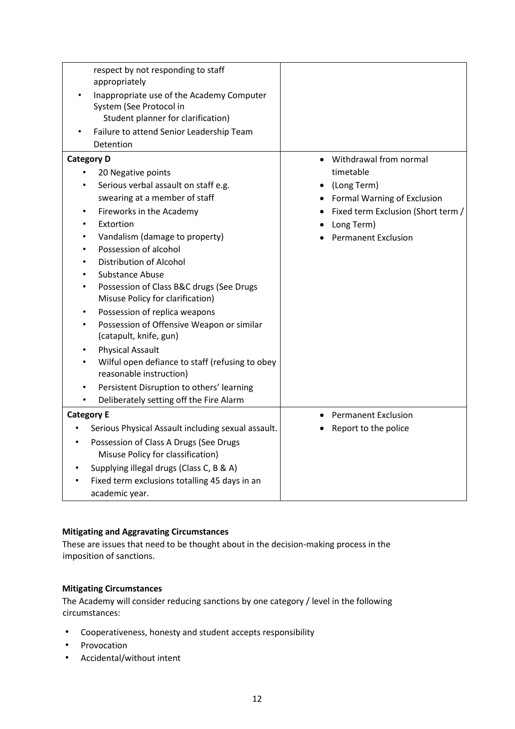| | |
|---|---|
| respect by not responding to staff appropriately<br>• Inappropriate use of the Academy Computer System (See Protocol in Student planner for clarification)<br>• Failure to attend Senior Leadership Team Detention | |
| **Category D**<br>• 20 Negative points<br>• Serious verbal assault on staff e.g. swearing at a member of staff<br>• Fireworks in the Academy<br>• Extortion<br>• Vandalism (damage to property)<br>• Possession of alcohol<br>• Distribution of Alcohol<br>• Substance Abuse<br>• Possession of Class B&C drugs (See Drugs Misuse Policy for clarification)<br>• Possession of replica weapons<br>• Possession of Offensive Weapon or similar (catapult, knife, gun)<br>• Physical Assault<br>• Wilful open defiance to staff (refusing to obey reasonable instruction)<br>• Persistent Disruption to others' learning<br>• Deliberately setting off the Fire Alarm | • Withdrawal from normal timetable<br>• (Long Term)<br>• Formal Warning of Exclusion<br>• Fixed term Exclusion (Short term /<br>• Long Term)<br>• Permanent Exclusion |
| **Category E**<br>• Serious Physical Assault including sexual assault.<br>• Possession of Class A Drugs (See Drugs Misuse Policy for classification)<br>• Supplying illegal drugs (Class C, B & A)<br>• Fixed term exclusions totalling 45 days in an academic year. | • Permanent Exclusion<br>• Report to the police |

**Mitigating and Aggravating Circumstances**

These are issues that need to be thought about in the decision-making process in the imposition of sanctions.

**Mitigating Circumstances**

The Academy will consider reducing sanctions by one category / level in the following circumstances:

- Cooperativeness, honesty and student accepts responsibility
- Provocation
- Accidental/without intent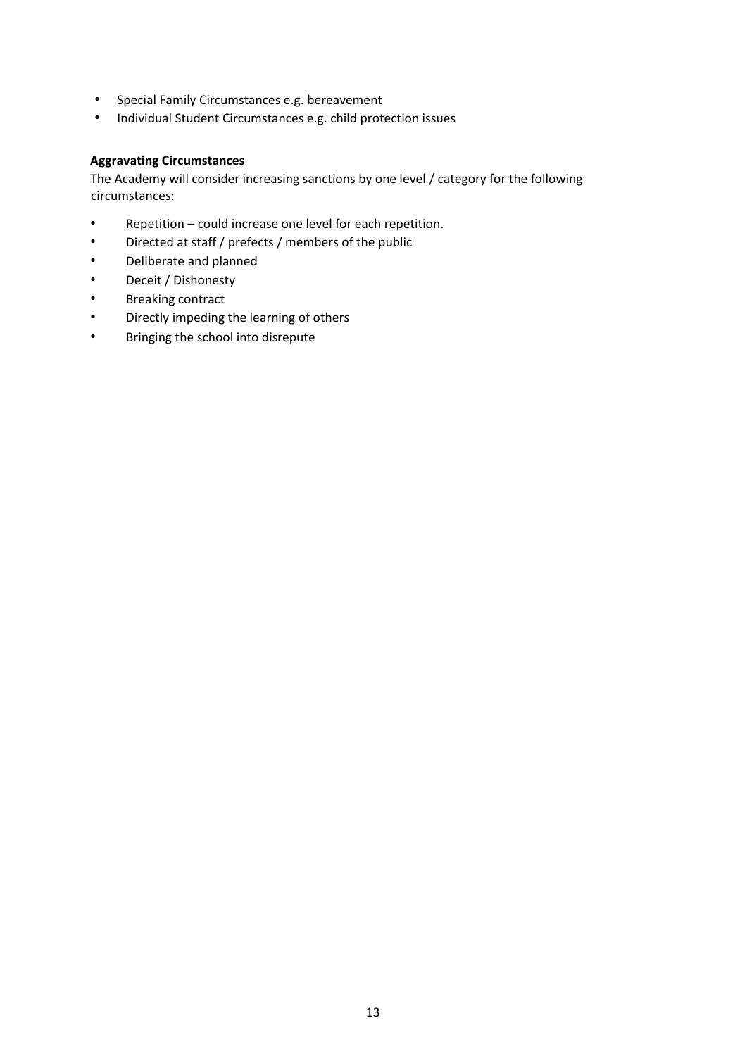- Special Family Circumstances e.g. bereavement
- Individual Student Circumstances e.g. child protection issues

**Aggravating Circumstances**

The Academy will consider increasing sanctions by one level / category for the following circumstances:

- Repetition – could increase one level for each repetition.
- Directed at staff / prefects / members of the public
- Deliberate and planned
- Deceit / Dishonesty
- Breaking contract
- Directly impeding the learning of others
- Bringing the school into disrepute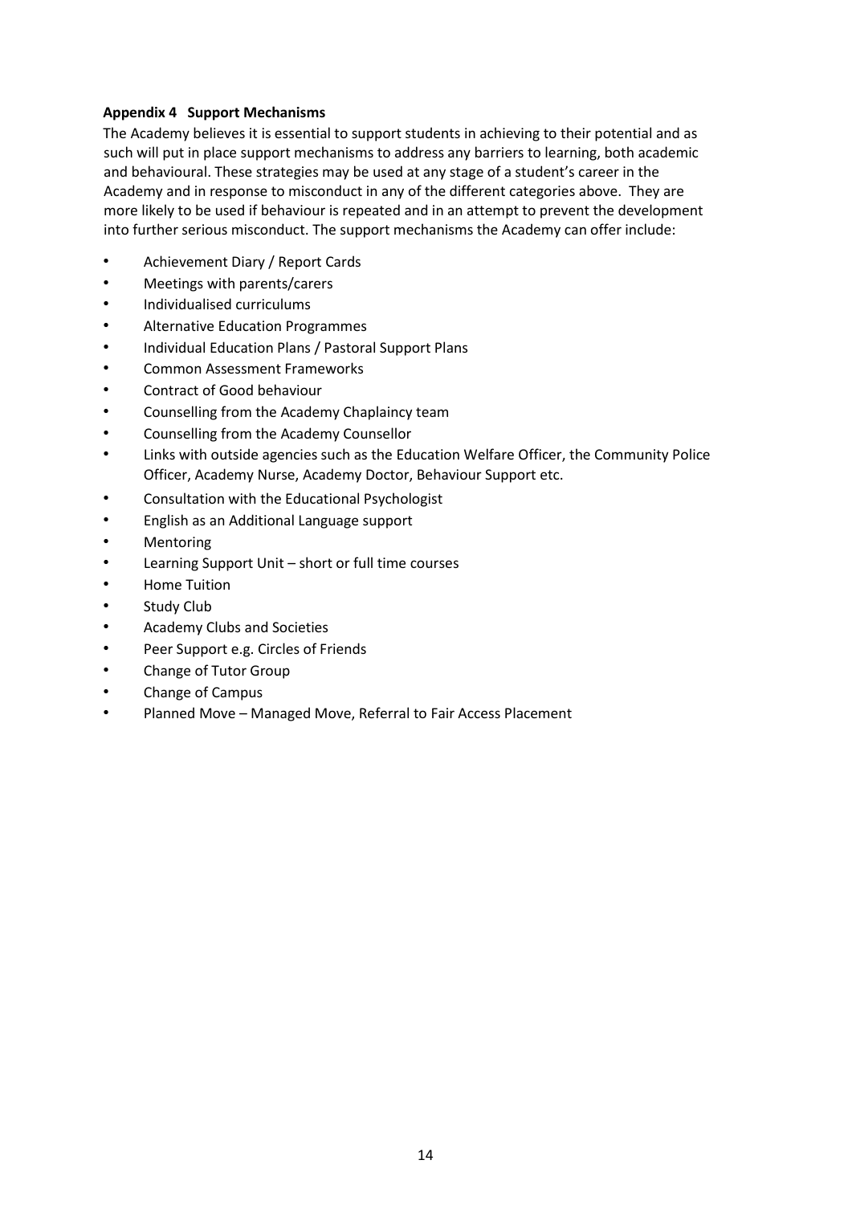**Appendix 4 Support Mechanisms**

The Academy believes it is essential to support students in achieving to their potential and as such will put in place support mechanisms to address any barriers to learning, both academic and behavioural. These strategies may be used at any stage of a student's career in the Academy and in response to misconduct in any of the different categories above. They are more likely to be used if behaviour is repeated and in an attempt to prevent the development into further serious misconduct. The support mechanisms the Academy can offer include:

- Achievement Diary / Report Cards
- Meetings with parents/carers
- Individualised curriculums
- Alternative Education Programmes
- Individual Education Plans / Pastoral Support Plans
- Common Assessment Frameworks
- Contract of Good behaviour
- Counselling from the Academy Chaplaincy team
- Counselling from the Academy Counsellor
- Links with outside agencies such as the Education Welfare Officer, the Community Police Officer, Academy Nurse, Academy Doctor, Behaviour Support etc.
- Consultation with the Educational Psychologist
- English as an Additional Language support
- Mentoring
- Learning Support Unit – short or full time courses
- Home Tuition
- Study Club
- Academy Clubs and Societies
- Peer Support e.g. Circles of Friends
- Change of Tutor Group
- Change of Campus
- Planned Move – Managed Move, Referral to Fair Access Placement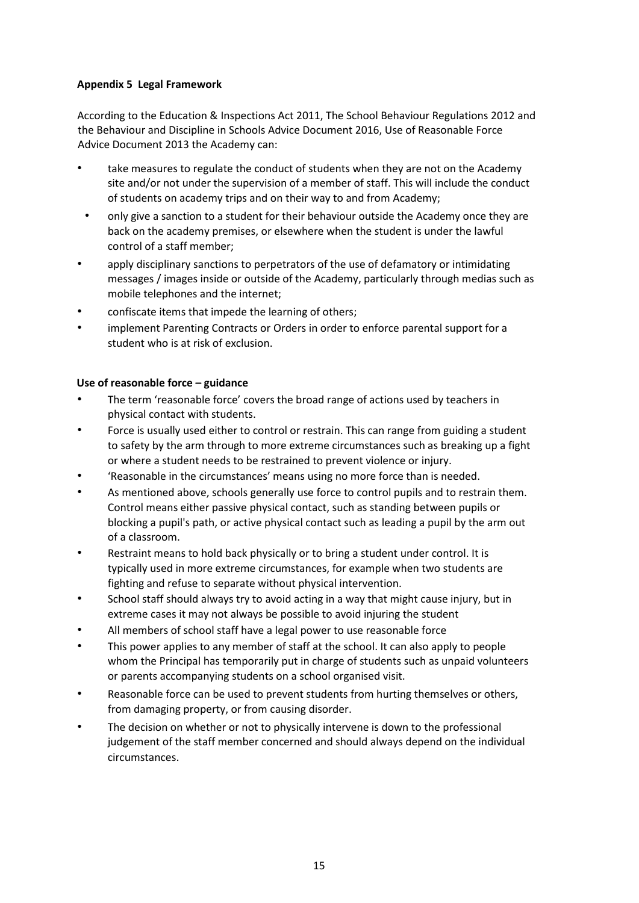**Appendix 5 Legal Framework**

According to the Education & Inspections Act 2011, The School Behaviour Regulations 2012 and the Behaviour and Discipline in Schools Advice Document 2016, Use of Reasonable Force Advice Document 2013 the Academy can:

- take measures to regulate the conduct of students when they are not on the Academy site and/or not under the supervision of a member of staff. This will include the conduct of students on academy trips and on their way to and from Academy;
- only give a sanction to a student for their behaviour outside the Academy once they are back on the academy premises, or elsewhere when the student is under the lawful control of a staff member;
- apply disciplinary sanctions to perpetrators of the use of defamatory or intimidating messages / images inside or outside of the Academy, particularly through medias such as mobile telephones and the internet;
- confiscate items that impede the learning of others;
- implement Parenting Contracts or Orders in order to enforce parental support for a student who is at risk of exclusion.

**Use of reasonable force – guidance**

- The term 'reasonable force' covers the broad range of actions used by teachers in physical contact with students.
- Force is usually used either to control or restrain. This can range from guiding a student to safety by the arm through to more extreme circumstances such as breaking up a fight or where a student needs to be restrained to prevent violence or injury.
- 'Reasonable in the circumstances' means using no more force than is needed.
- As mentioned above, schools generally use force to control pupils and to restrain them. Control means either passive physical contact, such as standing between pupils or blocking a pupil's path, or active physical contact such as leading a pupil by the arm out of a classroom.
- Restraint means to hold back physically or to bring a student under control. It is typically used in more extreme circumstances, for example when two students are fighting and refuse to separate without physical intervention.
- School staff should always try to avoid acting in a way that might cause injury, but in extreme cases it may not always be possible to avoid injuring the student
- All members of school staff have a legal power to use reasonable force
- This power applies to any member of staff at the school. It can also apply to people whom the Principal has temporarily put in charge of students such as unpaid volunteers or parents accompanying students on a school organised visit.
- Reasonable force can be used to prevent students from hurting themselves or others, from damaging property, or from causing disorder.
- The decision on whether or not to physically intervene is down to the professional judgement of the staff member concerned and should always depend on the individual circumstances.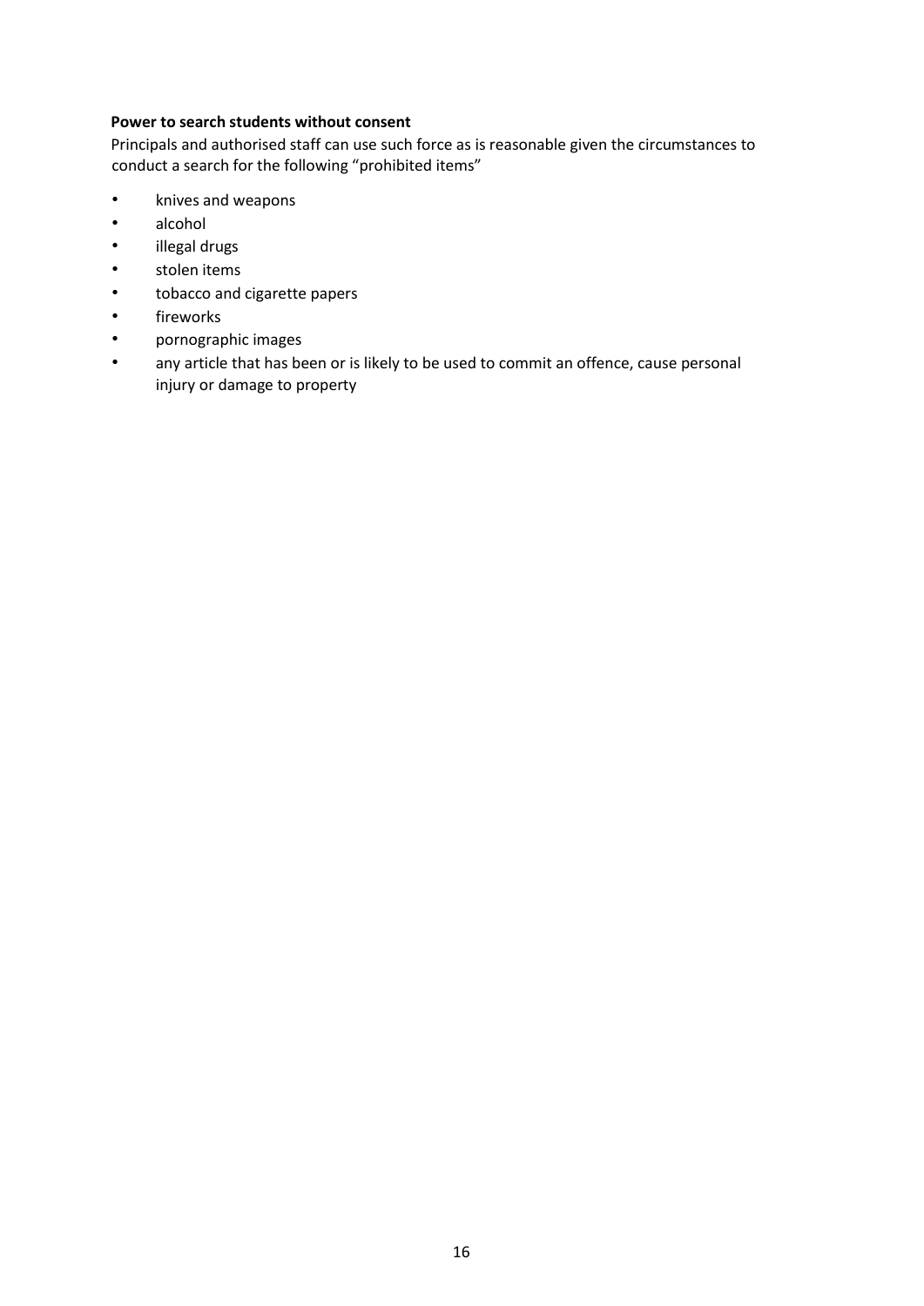**Power to search students without consent**

Principals and authorised staff can use such force as is reasonable given the circumstances to conduct a search for the following "prohibited items"

- knives and weapons
- alcohol
- illegal drugs
- stolen items
- tobacco and cigarette papers
- fireworks
- pornographic images
- any article that has been or is likely to be used to commit an offence, cause personal injury or damage to property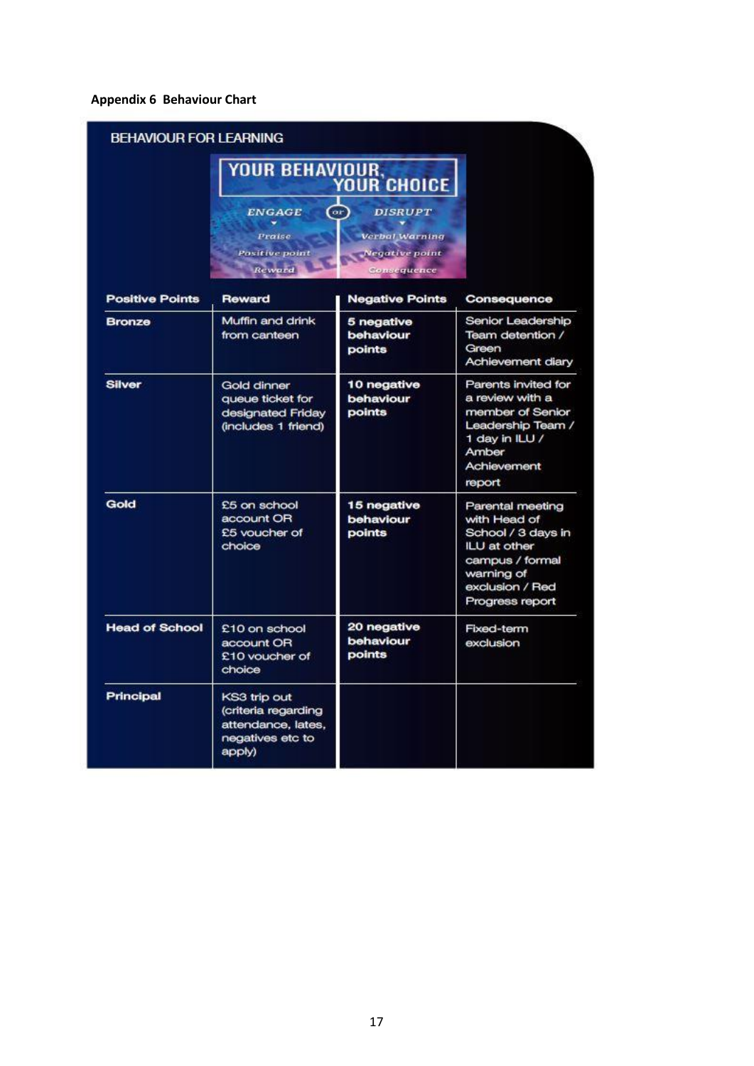**Appendix 6 Behaviour Chart**

BEHAVIOUR FOR LEARNING

YOUR BEHAVIOUR, YOUR CHOICE

ENGAGE (or) DISRUPT

| ENGAGE | DISRUPT |
|---|---|
| Praise | Verbal Warning |
| Positive point | Negative point |
| Reward | Consequence |

| Positive Points | Reward | Negative Points | Consequence |
|---|---|---|---|
| Bronze | Muffin and drink from canteen | 5 negative behaviour points | Senior Leadership Team detention / Green Achievement diary |
| Silver | Gold dinner queue ticket for designated Friday (includes 1 friend) | 10 negative behaviour points | Parents invited for a review with a member of Senior Leadership Team / 1 day in ILU / Amber Achievement report |
| Gold | £5 on school account OR £5 voucher of choice | 15 negative behaviour points | Parental meeting with Head of School / 3 days in ILU at other campus / formal warning of exclusion / Red Progress report |
| Head of School | £10 on school account OR £10 voucher of choice | 20 negative behaviour points | Fixed-term exclusion |
| Principal | KS3 trip out (criteria regarding attendance, lates, negatives etc to apply) | | |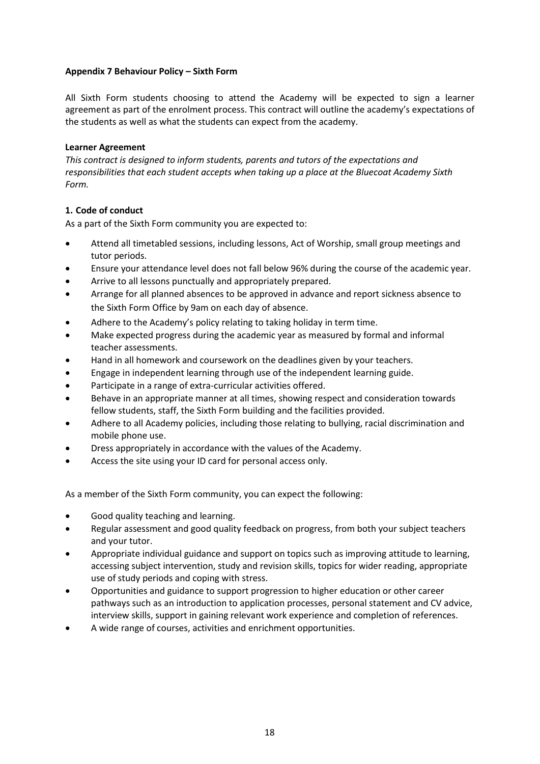**Appendix 7 Behaviour Policy – Sixth Form**

All Sixth Form students choosing to attend the Academy will be expected to sign a learner agreement as part of the enrolment process. This contract will outline the academy's expectations of the students as well as what the students can expect from the academy.

**Learner Agreement**

*This contract is designed to inform students, parents and tutors of the expectations and responsibilities that each student accepts when taking up a place at the Bluecoat Academy Sixth Form.*

**1. Code of conduct**

As a part of the Sixth Form community you are expected to:

- Attend all timetabled sessions, including lessons, Act of Worship, small group meetings and tutor periods.
- Ensure your attendance level does not fall below 96% during the course of the academic year.
- Arrive to all lessons punctually and appropriately prepared.
- Arrange for all planned absences to be approved in advance and report sickness absence to the Sixth Form Office by 9am on each day of absence.
- Adhere to the Academy's policy relating to taking holiday in term time.
- Make expected progress during the academic year as measured by formal and informal teacher assessments.
- Hand in all homework and coursework on the deadlines given by your teachers.
- Engage in independent learning through use of the independent learning guide.
- Participate in a range of extra-curricular activities offered.
- Behave in an appropriate manner at all times, showing respect and consideration towards fellow students, staff, the Sixth Form building and the facilities provided.
- Adhere to all Academy policies, including those relating to bullying, racial discrimination and mobile phone use.
- Dress appropriately in accordance with the values of the Academy.
- Access the site using your ID card for personal access only.

As a member of the Sixth Form community, you can expect the following:

- Good quality teaching and learning.
- Regular assessment and good quality feedback on progress, from both your subject teachers and your tutor.
- Appropriate individual guidance and support on topics such as improving attitude to learning, accessing subject intervention, study and revision skills, topics for wider reading, appropriate use of study periods and coping with stress.
- Opportunities and guidance to support progression to higher education or other career pathways such as an introduction to application processes, personal statement and CV advice, interview skills, support in gaining relevant work experience and completion of references.
- A wide range of courses, activities and enrichment opportunities.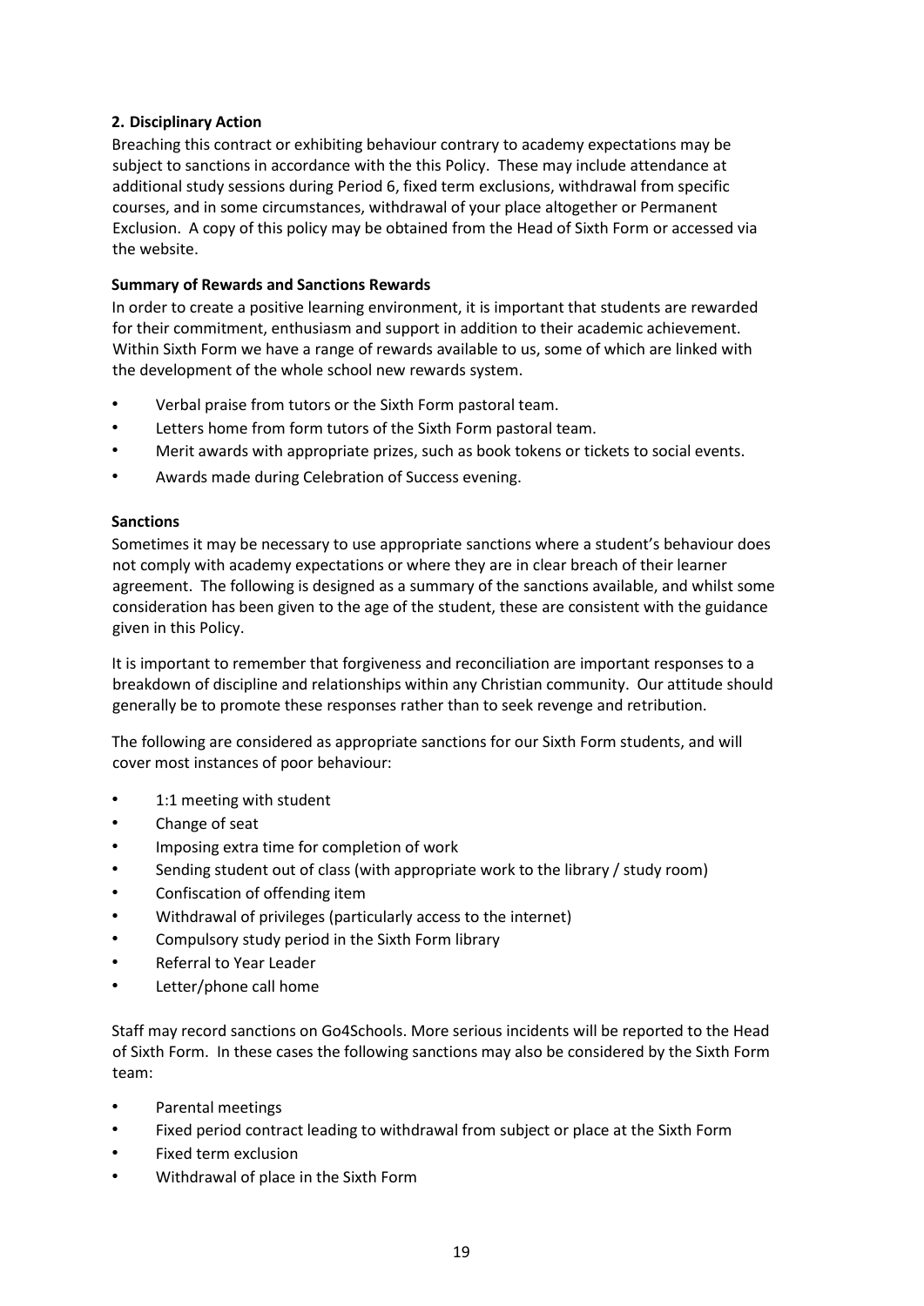### 2. Disciplinary Action

Breaching this contract or exhibiting behaviour contrary to academy expectations may be subject to sanctions in accordance with the this Policy. These may include attendance at additional study sessions during Period 6, fixed term exclusions, withdrawal from specific courses, and in some circumstances, withdrawal of your place altogether or Permanent Exclusion. A copy of this policy may be obtained from the Head of Sixth Form or accessed via the website.

**Summary of Rewards and Sanctions Rewards**

In order to create a positive learning environment, it is important that students are rewarded for their commitment, enthusiasm and support in addition to their academic achievement. Within Sixth Form we have a range of rewards available to us, some of which are linked with the development of the whole school new rewards system.

- Verbal praise from tutors or the Sixth Form pastoral team.
- Letters home from form tutors of the Sixth Form pastoral team.
- Merit awards with appropriate prizes, such as book tokens or tickets to social events.
- Awards made during Celebration of Success evening.

**Sanctions**

Sometimes it may be necessary to use appropriate sanctions where a student's behaviour does not comply with academy expectations or where they are in clear breach of their learner agreement. The following is designed as a summary of the sanctions available, and whilst some consideration has been given to the age of the student, these are consistent with the guidance given in this Policy.

It is important to remember that forgiveness and reconciliation are important responses to a breakdown of discipline and relationships within any Christian community. Our attitude should generally be to promote these responses rather than to seek revenge and retribution.

The following are considered as appropriate sanctions for our Sixth Form students, and will cover most instances of poor behaviour:

- 1:1 meeting with student
- Change of seat
- Imposing extra time for completion of work
- Sending student out of class (with appropriate work to the library / study room)
- Confiscation of offending item
- Withdrawal of privileges (particularly access to the internet)
- Compulsory study period in the Sixth Form library
- Referral to Year Leader
- Letter/phone call home

Staff may record sanctions on Go4Schools. More serious incidents will be reported to the Head of Sixth Form. In these cases the following sanctions may also be considered by the Sixth Form team:

- Parental meetings
- Fixed period contract leading to withdrawal from subject or place at the Sixth Form
- Fixed term exclusion
- Withdrawal of place in the Sixth Form